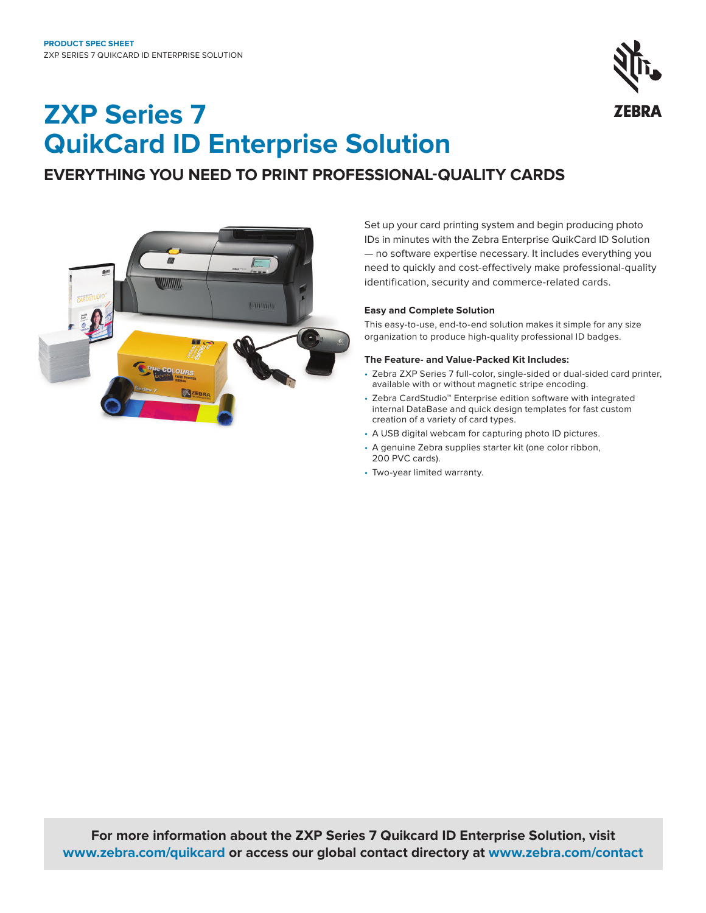**PRODUCT SPEC SHEET**
ZXP SERIES 7 QUIKCARD ID ENTERPRISE SOLUTION

# ZXP Series 7 QuikCard ID Enterprise Solution

## EVERYTHING YOU NEED TO PRINT PROFESSIONAL-QUALITY CARDS

Set up your card printing system and begin producing photo IDs in minutes with the Zebra Enterprise QuikCard ID Solution — no software expertise necessary. It includes everything you need to quickly and cost-effectively make professional-quality identification, security and commerce-related cards.

### Easy and Complete Solution

This easy-to-use, end-to-end solution makes it simple for any size organization to produce high-quality professional ID badges.

### The Feature- and Value-Packed Kit Includes:

- Zebra ZXP Series 7 full-color, single-sided or dual-sided card printer, available with or without magnetic stripe encoding.
- Zebra CardStudio™ Enterprise edition software with integrated internal DataBase and quick design templates for fast custom creation of a variety of card types.
- A USB digital webcam for capturing photo ID pictures.
- A genuine Zebra supplies starter kit (one color ribbon, 200 PVC cards).
- Two-year limited warranty.

**For more information about the ZXP Series 7 Quikcard ID Enterprise Solution, visit www.zebra.com/quikcard or access our global contact directory at www.zebra.com/contact**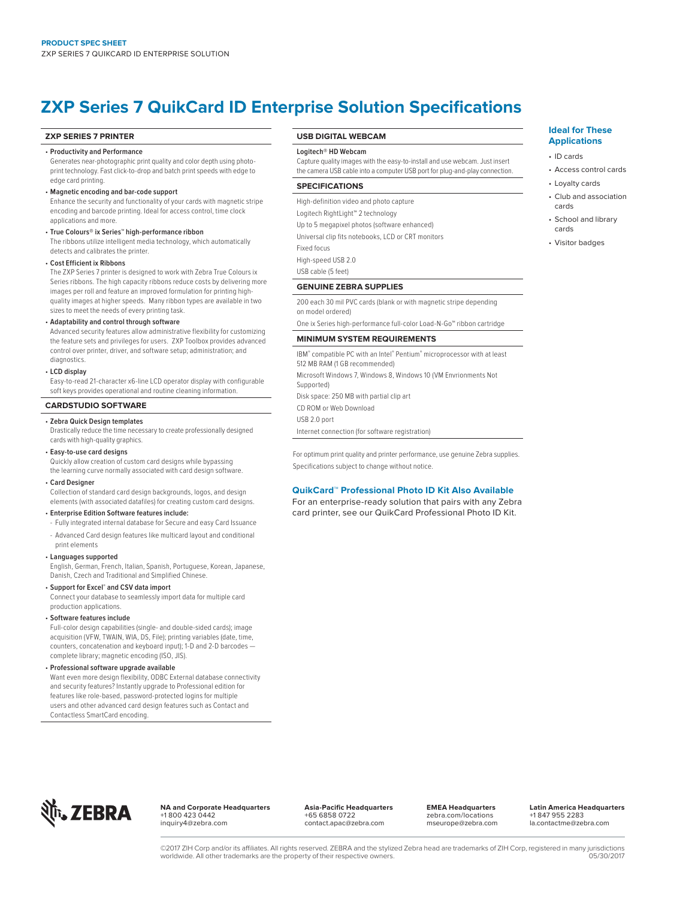# ZXP Series 7 QuikCard ID Enterprise Solution Specifications

## ZXP SERIES 7 PRINTER

- **Productivity and Performance**
  Generates near-photographic print quality and color depth using photo-print technology. Fast click-to-drop and batch print speeds with edge to edge card printing.
- **Magnetic encoding and bar-code support**
  Enhance the security and functionality of your cards with magnetic stripe encoding and barcode printing. Ideal for access control, time clock applications and more.
- **True Colours® ix Series™ high-performance ribbon**
  The ribbons utilize intelligent media technology, which automatically detects and calibrates the printer.
- **Cost Efficient ix Ribbons**
  The ZXP Series 7 printer is designed to work with Zebra True Colours ix Series ribbons. The high capacity ribbons reduce costs by delivering more images per roll and feature an improved formulation for printing high-quality images at higher speeds. Many ribbon types are available in two sizes to meet the needs of every printing task.
- **Adaptability and control through software**
  Advanced security features allow administrative flexibility for customizing the feature sets and privileges for users. ZXP Toolbox provides advanced control over printer, driver, and software setup; administration; and diagnostics.
- **LCD display**
  Easy-to-read 21-character x6-line LCD operator display with configurable soft keys provides operational and routine cleaning information.

## CARDSTUDIO SOFTWARE

- **Zebra Quick Design templates**
  Drastically reduce the time necessary to create professionally designed cards with high-quality graphics.
- **Easy-to-use card designs**
  Quickly allow creation of custom card designs while bypassing the learning curve normally associated with card design software.
- **Card Designer**
  Collection of standard card design backgrounds, logos, and design elements (with associated datafiles) for creating custom card designs.
- **Enterprise Edition Software features include:**
  - Fully integrated internal database for Secure and easy Card Issuance
  - Advanced Card design features like multicard layout and conditional print elements
- **Languages supported**
  English, German, French, Italian, Spanish, Portuguese, Korean, Japanese, Danish, Czech and Traditional and Simplified Chinese.
- **Support for Excel® and CSV data import**
  Connect your database to seamlessly import data for multiple card production applications.
- **Software features include**
  Full-color design capabilities (single- and double-sided cards); image acquisition (VFW, TWAIN, WIA, DS, File); printing variables (date, time, counters, concatenation and keyboard input); 1-D and 2-D barcodes — complete library; magnetic encoding (ISO, JIS).
- **Professional software upgrade available**
  Want even more design flexibility, ODBC External database connectivity and security features? Instantly upgrade to Professional edition for features like role-based, password-protected logins for multiple users and other advanced card design features such as Contact and Contactless SmartCard encoding.

## USB DIGITAL WEBCAM

**Logitech® HD Webcam**
Capture quality images with the easy-to-install and use webcam. Just insert the camera USB cable into a computer USB port for plug-and-play connection.

## SPECIFICATIONS

High-definition video and photo capture
Logitech RightLight™ 2 technology
Up to 5 megapixel photos (software enhanced)
Universal clip fits notebooks, LCD or CRT monitors
Fixed focus
High-speed USB 2.0
USB cable (5 feet)

## GENUINE ZEBRA SUPPLIES

200 each 30 mil PVC cards (blank or with magnetic stripe depending on model ordered)
One ix Series high-performance full-color Load-N-Go™ ribbon cartridge

## MINIMUM SYSTEM REQUIREMENTS

IBM® compatible PC with an Intel® Pentium® microprocessor with at least 512 MB RAM (1 GB recommended)
Microsoft Windows 7, Windows 8, Windows 10 (VM Envrionments Not Supported)
Disk space: 250 MB with partial clip art
CD ROM or Web Download
USB 2.0 port
Internet connection (for software registration)

For optimum print quality and printer performance, use genuine Zebra supplies.
Specifications subject to change without notice.

### QuikCard™ Professional Photo ID Kit Also Available

For an enterprise-ready solution that pairs with any Zebra card printer, see our QuikCard Professional Photo ID Kit.

### Ideal for These Applications

- ID cards
- Access control cards
- Loyalty cards
- Club and association cards
- School and library cards
- Visitor badges

**NA and Corporate Headquarters**
+1 800 423 0442
inquiry4@zebra.com

**Asia-Pacific Headquarters**
+65 6858 0722
contact.apac@zebra.com

**EMEA Headquarters**
zebra.com/locations
mseurope@zebra.com

**Latin America Headquarters**
+1 847 955 2283
la.contactme@zebra.com

©2017 ZIH Corp and/or its affiliates. All rights reserved. ZEBRA and the stylized Zebra head are trademarks of ZIH Corp, registered in many jurisdictions worldwide. All other trademarks are the property of their respective owners. 05/30/2017